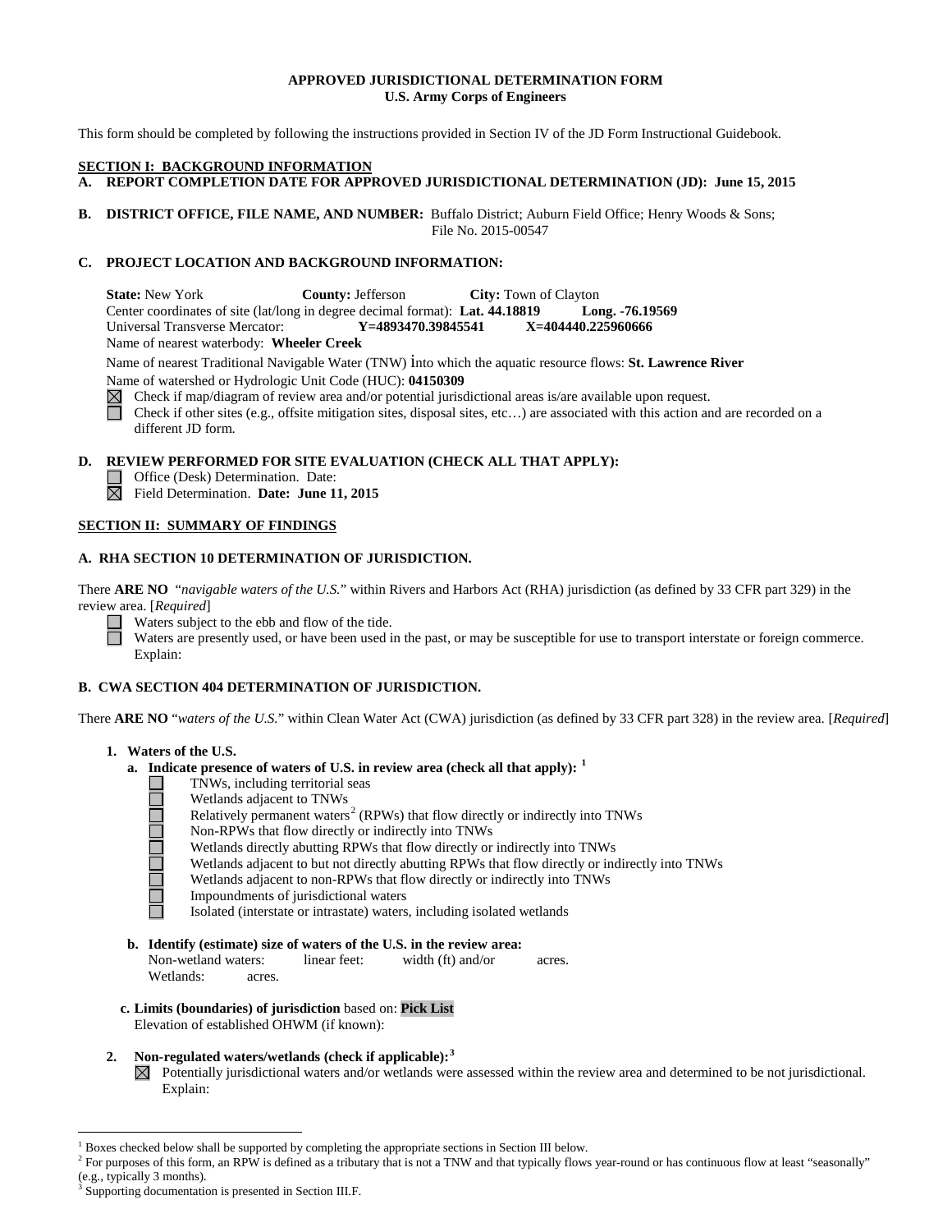**APPROVED JURISDICTIONAL DETERMINATION FORM**
**U.S. Army Corps of Engineers**

This form should be completed by following the instructions provided in Section IV of the JD Form Instructional Guidebook.

## SECTION I: BACKGROUND INFORMATION

**A. REPORT COMPLETION DATE FOR APPROVED JURISDICTIONAL DETERMINATION (JD): June 15, 2015**

**B. DISTRICT OFFICE, FILE NAME, AND NUMBER:** Buffalo District; Auburn Field Office; Henry Woods & Sons; File No. 2015-00547

**C. PROJECT LOCATION AND BACKGROUND INFORMATION:**

**State:** New York **County:** Jefferson **City:** Town of Clayton
Center coordinates of site (lat/long in degree decimal format): **Lat. 44.18819** **Long. -76.19569**
Universal Transverse Mercator: **Y=4893470.39845541** **X=404440.225960666**
Name of nearest waterbody: **Wheeler Creek**

Name of nearest Traditional Navigable Water (TNW) into which the aquatic resource flows: **St. Lawrence River**
Name of watershed or Hydrologic Unit Code (HUC): **04150309**

☒ Check if map/diagram of review area and/or potential jurisdictional areas is/are available upon request.
☐ Check if other sites (e.g., offsite mitigation sites, disposal sites, etc…) are associated with this action and are recorded on a different JD form.

**D. REVIEW PERFORMED FOR SITE EVALUATION (CHECK ALL THAT APPLY):**

☐ Office (Desk) Determination. Date:
☒ Field Determination. **Date: June 11, 2015**

## SECTION II: SUMMARY OF FINDINGS

### A. RHA SECTION 10 DETERMINATION OF JURISDICTION.

There **ARE NO** "*navigable waters of the U.S.*" within Rivers and Harbors Act (RHA) jurisdiction (as defined by 33 CFR part 329) in the review area. [*Required*]

☐ Waters subject to the ebb and flow of the tide.
☐ Waters are presently used, or have been used in the past, or may be susceptible for use to transport interstate or foreign commerce. Explain:

### B. CWA SECTION 404 DETERMINATION OF JURISDICTION.

There **ARE NO** "*waters of the U.S.*" within Clean Water Act (CWA) jurisdiction (as defined by 33 CFR part 328) in the review area. [*Required*]

**1. Waters of the U.S.**

**a. Indicate presence of waters of U.S. in review area (check all that apply):** [1]

☐ TNWs, including territorial seas
☐ Wetlands adjacent to TNWs
☐ Relatively permanent waters[2] (RPWs) that flow directly or indirectly into TNWs
☐ Non-RPWs that flow directly or indirectly into TNWs
☐ Wetlands directly abutting RPWs that flow directly or indirectly into TNWs
☐ Wetlands adjacent to but not directly abutting RPWs that flow directly or indirectly into TNWs
☐ Wetlands adjacent to non-RPWs that flow directly or indirectly into TNWs
☐ Impoundments of jurisdictional waters
☐ Isolated (interstate or intrastate) waters, including isolated wetlands

**b. Identify (estimate) size of waters of the U.S. in the review area:**
Non-wetland waters: linear feet: width (ft) and/or acres.
Wetlands: acres.

**c. Limits (boundaries) of jurisdiction** based on: **Pick List**
Elevation of established OHWM (if known):

**2. Non-regulated waters/wetlands (check if applicable):**[3]

☒ Potentially jurisdictional waters and/or wetlands were assessed within the review area and determined to be not jurisdictional. Explain:

---

[1] Boxes checked below shall be supported by completing the appropriate sections in Section III below.
[2] For purposes of this form, an RPW is defined as a tributary that is not a TNW and that typically flows year-round or has continuous flow at least "seasonally" (e.g., typically 3 months).
[3] Supporting documentation is presented in Section III.F.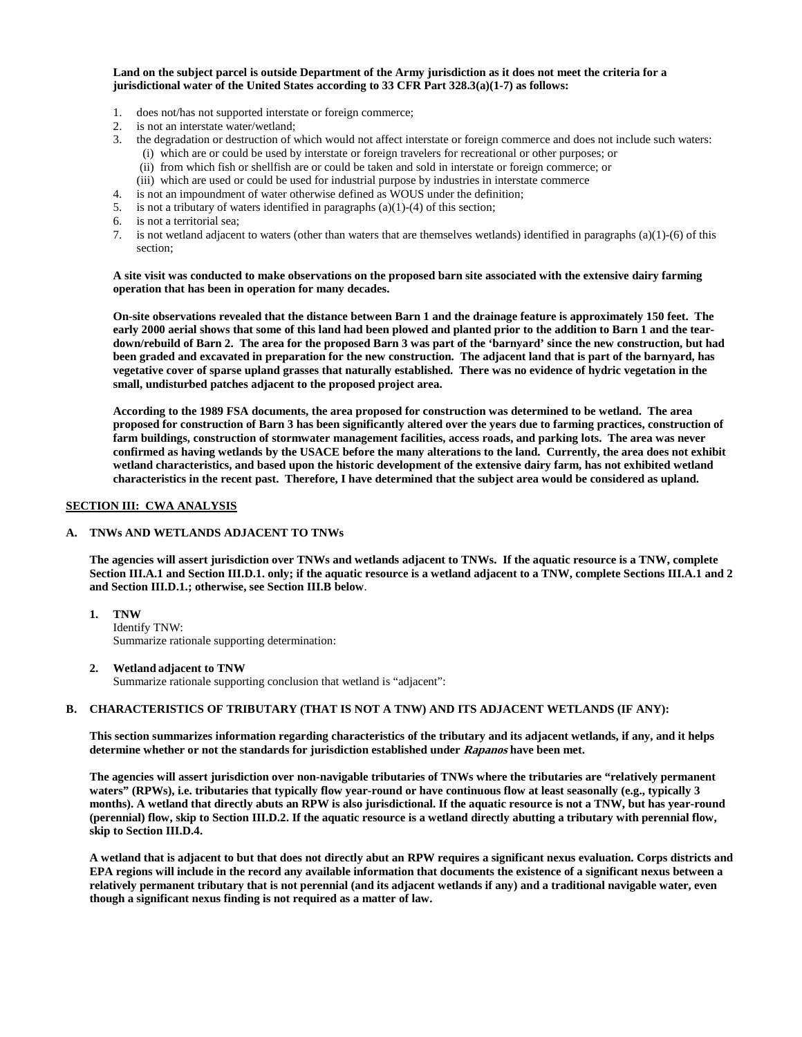**Land on the subject parcel is outside Department of the Army jurisdiction as it does not meet the criteria for a jurisdictional water of the United States according to 33 CFR Part 328.3(a)(1-7) as follows:**

1. does not/has not supported interstate or foreign commerce;
2. is not an interstate water/wetland;
3. the degradation or destruction of which would not affect interstate or foreign commerce and does not include such waters:
   (i) which are or could be used by interstate or foreign travelers for recreational or other purposes; or
   (ii) from which fish or shellfish are or could be taken and sold in interstate or foreign commerce; or
   (iii) which are used or could be used for industrial purpose by industries in interstate commerce
4. is not an impoundment of water otherwise defined as WOUS under the definition;
5. is not a tributary of waters identified in paragraphs (a)(1)-(4) of this section;
6. is not a territorial sea;
7. is not wetland adjacent to waters (other than waters that are themselves wetlands) identified in paragraphs (a)(1)-(6) of this section;

**A site visit was conducted to make observations on the proposed barn site associated with the extensive dairy farming operation that has been in operation for many decades.**

**On-site observations revealed that the distance between Barn 1 and the drainage feature is approximately 150 feet. The early 2000 aerial shows that some of this land had been plowed and planted prior to the addition to Barn 1 and the tear-down/rebuild of Barn 2. The area for the proposed Barn 3 was part of the 'barnyard' since the new construction, but had been graded and excavated in preparation for the new construction. The adjacent land that is part of the barnyard, has vegetative cover of sparse upland grasses that naturally established. There was no evidence of hydric vegetation in the small, undisturbed patches adjacent to the proposed project area.**

**According to the 1989 FSA documents, the area proposed for construction was determined to be wetland. The area proposed for construction of Barn 3 has been significantly altered over the years due to farming practices, construction of farm buildings, construction of stormwater management facilities, access roads, and parking lots. The area was never confirmed as having wetlands by the USACE before the many alterations to the land. Currently, the area does not exhibit wetland characteristics, and based upon the historic development of the extensive dairy farm, has not exhibited wetland characteristics in the recent past. Therefore, I have determined that the subject area would be considered as upland.**

## SECTION III: CWA ANALYSIS

### A. TNWs AND WETLANDS ADJACENT TO TNWs

**The agencies will assert jurisdiction over TNWs and wetlands adjacent to TNWs. If the aquatic resource is a TNW, complete Section III.A.1 and Section III.D.1. only; if the aquatic resource is a wetland adjacent to a TNW, complete Sections III.A.1 and 2 and Section III.D.1.; otherwise, see Section III.B below.**

**1. TNW**
Identify TNW:
Summarize rationale supporting determination:

**2. Wetland adjacent to TNW**
Summarize rationale supporting conclusion that wetland is "adjacent":

### B. CHARACTERISTICS OF TRIBUTARY (THAT IS NOT A TNW) AND ITS ADJACENT WETLANDS (IF ANY):

**This section summarizes information regarding characteristics of the tributary and its adjacent wetlands, if any, and it helps determine whether or not the standards for jurisdiction established under *Rapanos* have been met.**

**The agencies will assert jurisdiction over non-navigable tributaries of TNWs where the tributaries are "relatively permanent waters" (RPWs), i.e. tributaries that typically flow year-round or have continuous flow at least seasonally (e.g., typically 3 months). A wetland that directly abuts an RPW is also jurisdictional. If the aquatic resource is not a TNW, but has year-round (perennial) flow, skip to Section III.D.2. If the aquatic resource is a wetland directly abutting a tributary with perennial flow, skip to Section III.D.4.**

**A wetland that is adjacent to but that does not directly abut an RPW requires a significant nexus evaluation. Corps districts and EPA regions will include in the record any available information that documents the existence of a significant nexus between a relatively permanent tributary that is not perennial (and its adjacent wetlands if any) and a traditional navigable water, even though a significant nexus finding is not required as a matter of law.**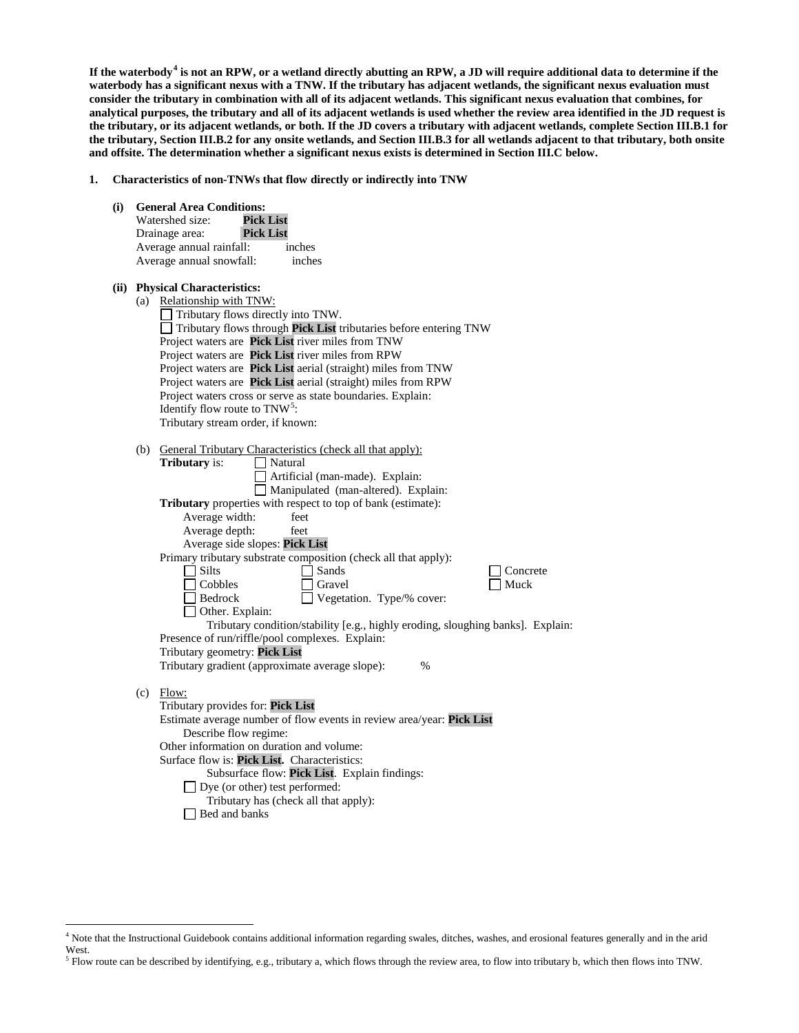**If the waterbody[4] is not an RPW, or a wetland directly abutting an RPW, a JD will require additional data to determine if the waterbody has a significant nexus with a TNW. If the tributary has adjacent wetlands, the significant nexus evaluation must consider the tributary in combination with all of its adjacent wetlands. This significant nexus evaluation that combines, for analytical purposes, the tributary and all of its adjacent wetlands is used whether the review area identified in the JD request is the tributary, or its adjacent wetlands, or both. If the JD covers a tributary with adjacent wetlands, complete Section III.B.1 for the tributary, Section III.B.2 for any onsite wetlands, and Section III.B.3 for all wetlands adjacent to that tributary, both onsite and offsite. The determination whether a significant nexus exists is determined in Section III.C below.**

**1. Characteristics of non-TNWs that flow directly or indirectly into TNW**

**(i) General Area Conditions:**

Watershed size: **Pick List**
Drainage area: **Pick List**
Average annual rainfall: inches
Average annual snowfall: inches

**(ii) Physical Characteristics:**

(a) Relationship with TNW:

☐ Tributary flows directly into TNW.
☐ Tributary flows through **Pick List** tributaries before entering TNW

Project waters are **Pick List** river miles from TNW
Project waters are **Pick List** river miles from RPW
Project waters are **Pick List** aerial (straight) miles from TNW
Project waters are **Pick List** aerial (straight) miles from RPW
Project waters cross or serve as state boundaries. Explain:
Identify flow route to TNW[5]:
Tributary stream order, if known:

(b) General Tributary Characteristics (check all that apply):

**Tributary** is: ☐ Natural
☐ Artificial (man-made). Explain:
☐ Manipulated (man-altered). Explain:

**Tributary** properties with respect to top of bank (estimate):
Average width: feet
Average depth: feet
Average side slopes: **Pick List**

Primary tributary substrate composition (check all that apply):

☐ Silts ☐ Sands ☐ Concrete
☐ Cobbles ☐ Gravel ☐ Muck
☐ Bedrock ☐ Vegetation. Type/% cover:
☐ Other. Explain:

Tributary condition/stability [e.g., highly eroding, sloughing banks]. Explain:
Presence of run/riffle/pool complexes. Explain:
Tributary geometry: **Pick List**
Tributary gradient (approximate average slope): %

(c) Flow:

Tributary provides for: **Pick List**
Estimate average number of flow events in review area/year: **Pick List**
Describe flow regime:
Other information on duration and volume:
Surface flow is: **Pick List.** Characteristics:
Subsurface flow: **Pick List**. Explain findings:
☐ Dye (or other) test performed:

Tributary has (check all that apply):
☐ Bed and banks

---

[4] Note that the Instructional Guidebook contains additional information regarding swales, ditches, washes, and erosional features generally and in the arid West.
[5] Flow route can be described by identifying, e.g., tributary a, which flows through the review area, to flow into tributary b, which then flows into TNW.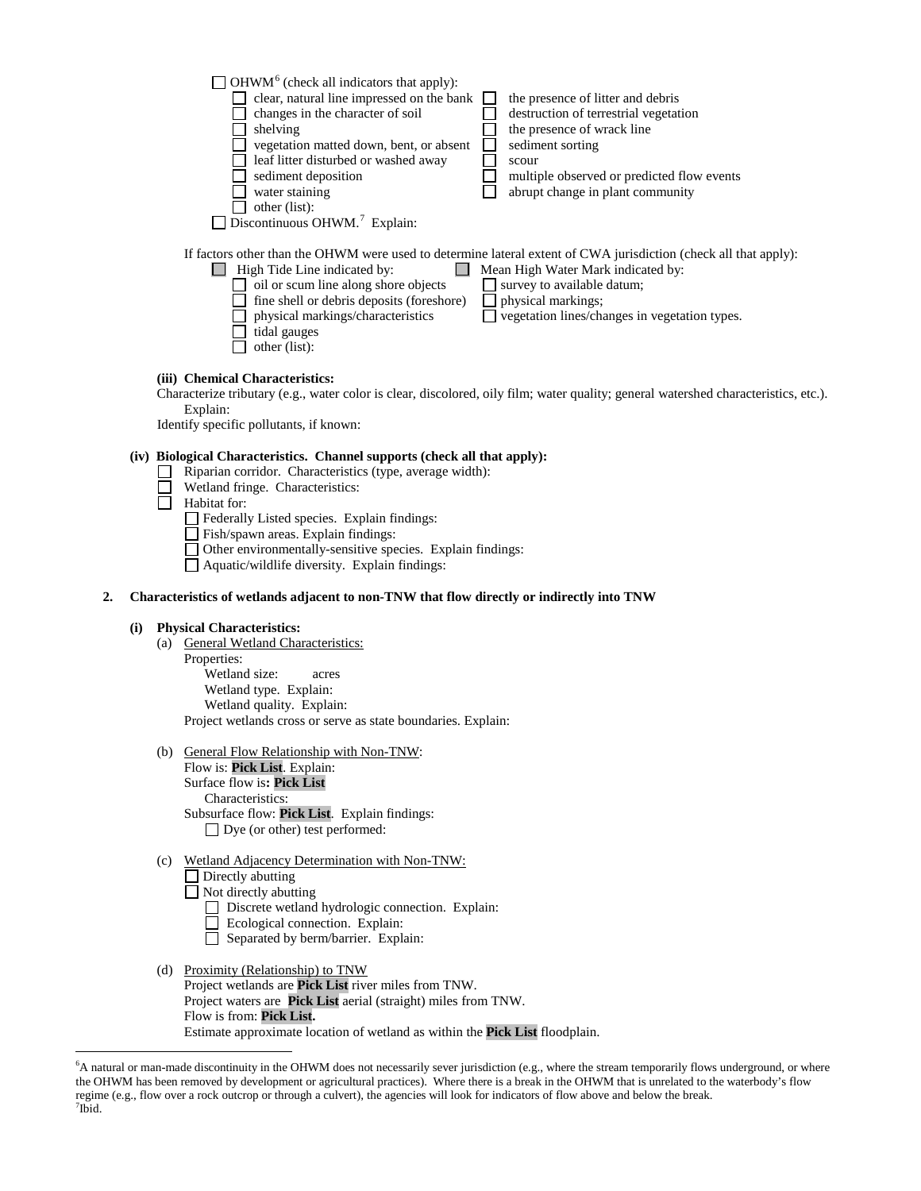☐ OHWM[6] (check all indicators that apply):

☐ clear, natural line impressed on the bank
☐ changes in the character of soil
☐ shelving
☐ vegetation matted down, bent, or absent
☐ leaf litter disturbed or washed away
☐ sediment deposition
☐ water staining
☐ other (list):
☐ the presence of litter and debris
☐ destruction of terrestrial vegetation
☐ the presence of wrack line
☐ sediment sorting
☐ scour
☐ multiple observed or predicted flow events
☐ abrupt change in plant community

☐ Discontinuous OHWM.[7] Explain:

If factors other than the OHWM were used to determine lateral extent of CWA jurisdiction (check all that apply):

☐ High Tide Line indicated by:
- ☐ oil or scum line along shore objects
- ☐ fine shell or debris deposits (foreshore)
- ☐ physical markings/characteristics
- ☐ tidal gauges
- ☐ other (list):

☐ Mean High Water Mark indicated by:
- ☐ survey to available datum;
- ☐ physical markings;
- ☐ vegetation lines/changes in vegetation types.

**(iii) Chemical Characteristics:**

Characterize tributary (e.g., water color is clear, discolored, oily film; water quality; general watershed characteristics, etc.). Explain:

Identify specific pollutants, if known:

**(iv) Biological Characteristics. Channel supports (check all that apply):**

☐ Riparian corridor. Characteristics (type, average width):
☐ Wetland fringe. Characteristics:
☐ Habitat for:
- ☐ Federally Listed species. Explain findings:
- ☐ Fish/spawn areas. Explain findings:
- ☐ Other environmentally-sensitive species. Explain findings:
- ☐ Aquatic/wildlife diversity. Explain findings:

**2. Characteristics of wetlands adjacent to non-TNW that flow directly or indirectly into TNW**

**(i) Physical Characteristics:**

(a) General Wetland Characteristics:

Properties:
Wetland size: acres
Wetland type. Explain:
Wetland quality. Explain:
Project wetlands cross or serve as state boundaries. Explain:

(b) General Flow Relationship with Non-TNW:

Flow is: **Pick List**. Explain:
Surface flow is**: Pick List**
Characteristics:
Subsurface flow: **Pick List**. Explain findings:
☐ Dye (or other) test performed:

(c) Wetland Adjacency Determination with Non-TNW:

☐ Directly abutting
☐ Not directly abutting
- ☐ Discrete wetland hydrologic connection. Explain:
- ☐ Ecological connection. Explain:
- ☐ Separated by berm/barrier. Explain:

(d) Proximity (Relationship) to TNW

Project wetlands are **Pick List** river miles from TNW.
Project waters are **Pick List** aerial (straight) miles from TNW.
Flow is from: **Pick List.**
Estimate approximate location of wetland as within the **Pick List** floodplain.

---

[6]A natural or man-made discontinuity in the OHWM does not necessarily sever jurisdiction (e.g., where the stream temporarily flows underground, or where the OHWM has been removed by development or agricultural practices). Where there is a break in the OHWM that is unrelated to the waterbody's flow regime (e.g., flow over a rock outcrop or through a culvert), the agencies will look for indicators of flow above and below the break.
[7]Ibid.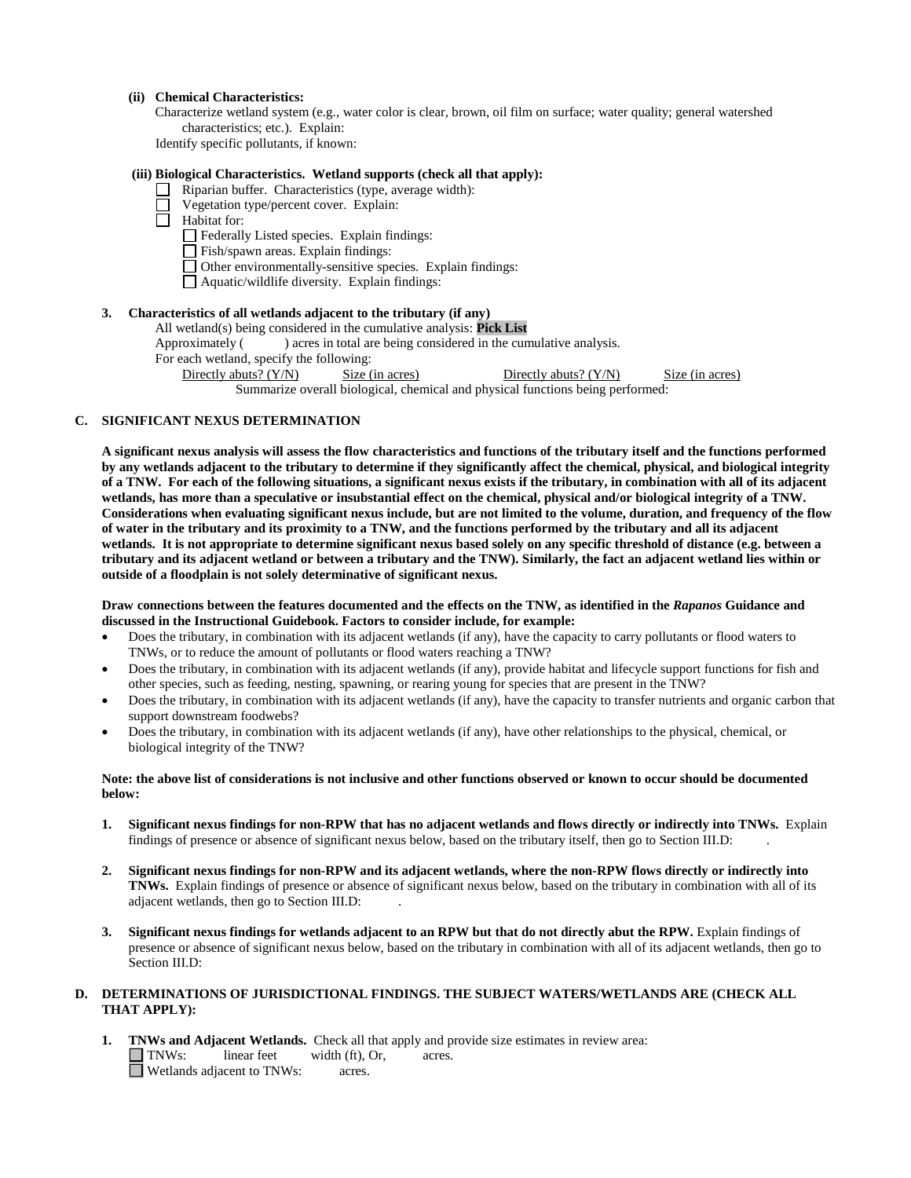**(ii) Chemical Characteristics:**

Characterize wetland system (e.g., water color is clear, brown, oil film on surface; water quality; general watershed characteristics; etc.). Explain:

Identify specific pollutants, if known:

**(iii) Biological Characteristics. Wetland supports (check all that apply):**

- ☐ Riparian buffer. Characteristics (type, average width):
- ☐ Vegetation type/percent cover. Explain:
- ☐ Habitat for:
  - ☐ Federally Listed species. Explain findings:
  - ☐ Fish/spawn areas. Explain findings:
  - ☐ Other environmentally-sensitive species. Explain findings:
  - ☐ Aquatic/wildlife diversity. Explain findings:

**3. Characteristics of all wetlands adjacent to the tributary (if any)**

All wetland(s) being considered in the cumulative analysis: **Pick List**

Approximately ( ) acres in total are being considered in the cumulative analysis.

For each wetland, specify the following:

| Directly abuts? (Y/N) | Size (in acres) | Directly abuts? (Y/N) | Size (in acres) |
|---|---|---|---|

Summarize overall biological, chemical and physical functions being performed:

## C. SIGNIFICANT NEXUS DETERMINATION

**A significant nexus analysis will assess the flow characteristics and functions of the tributary itself and the functions performed by any wetlands adjacent to the tributary to determine if they significantly affect the chemical, physical, and biological integrity of a TNW. For each of the following situations, a significant nexus exists if the tributary, in combination with all of its adjacent wetlands, has more than a speculative or insubstantial effect on the chemical, physical and/or biological integrity of a TNW. Considerations when evaluating significant nexus include, but are not limited to the volume, duration, and frequency of the flow of water in the tributary and its proximity to a TNW, and the functions performed by the tributary and all its adjacent wetlands. It is not appropriate to determine significant nexus based solely on any specific threshold of distance (e.g. between a tributary and its adjacent wetland or between a tributary and the TNW). Similarly, the fact an adjacent wetland lies within or outside of a floodplain is not solely determinative of significant nexus.**

**Draw connections between the features documented and the effects on the TNW, as identified in the *Rapanos* Guidance and discussed in the Instructional Guidebook. Factors to consider include, for example:**

- Does the tributary, in combination with its adjacent wetlands (if any), have the capacity to carry pollutants or flood waters to TNWs, or to reduce the amount of pollutants or flood waters reaching a TNW?
- Does the tributary, in combination with its adjacent wetlands (if any), provide habitat and lifecycle support functions for fish and other species, such as feeding, nesting, spawning, or rearing young for species that are present in the TNW?
- Does the tributary, in combination with its adjacent wetlands (if any), have the capacity to transfer nutrients and organic carbon that support downstream foodwebs?
- Does the tributary, in combination with its adjacent wetlands (if any), have other relationships to the physical, chemical, or biological integrity of the TNW?

**Note: the above list of considerations is not inclusive and other functions observed or known to occur should be documented below:**

1. **Significant nexus findings for non-RPW that has no adjacent wetlands and flows directly or indirectly into TNWs.** Explain findings of presence or absence of significant nexus below, based on the tributary itself, then go to Section III.D: .

2. **Significant nexus findings for non-RPW and its adjacent wetlands, where the non-RPW flows directly or indirectly into TNWs.** Explain findings of presence or absence of significant nexus below, based on the tributary in combination with all of its adjacent wetlands, then go to Section III.D: .

3. **Significant nexus findings for wetlands adjacent to an RPW but that do not directly abut the RPW.** Explain findings of presence or absence of significant nexus below, based on the tributary in combination with all of its adjacent wetlands, then go to Section III.D:

## D. DETERMINATIONS OF JURISDICTIONAL FINDINGS. THE SUBJECT WATERS/WETLANDS ARE (CHECK ALL THAT APPLY):

1. **TNWs and Adjacent Wetlands.** Check all that apply and provide size estimates in review area:
   - ☐ TNWs: linear feet width (ft), Or, acres.
   - ☐ Wetlands adjacent to TNWs: acres.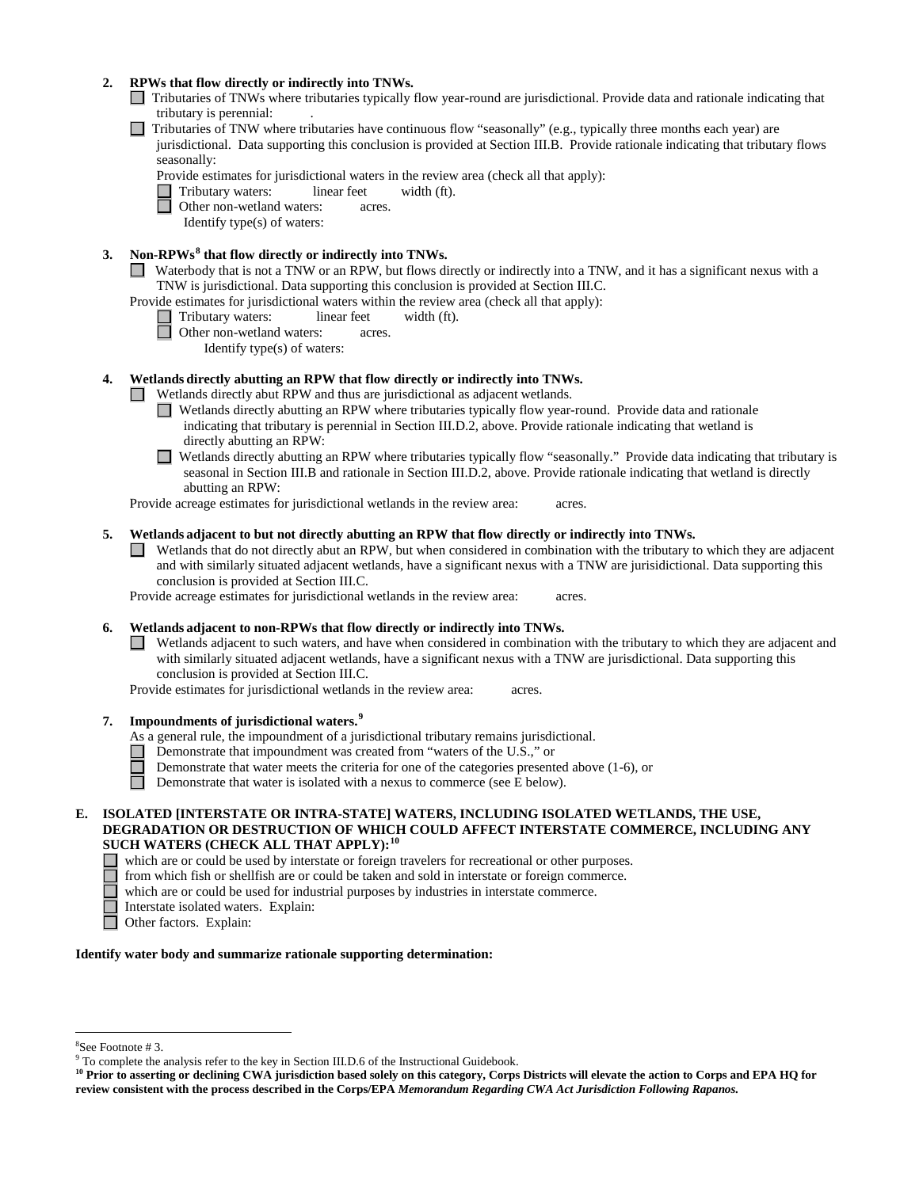**2. RPWs that flow directly or indirectly into TNWs.**

☐ Tributaries of TNWs where tributaries typically flow year-round are jurisdictional. Provide data and rationale indicating that tributary is perennial: .

☐ Tributaries of TNW where tributaries have continuous flow "seasonally" (e.g., typically three months each year) are jurisdictional. Data supporting this conclusion is provided at Section III.B. Provide rationale indicating that tributary flows seasonally:

Provide estimates for jurisdictional waters in the review area (check all that apply):

☐ Tributary waters: linear feet width (ft).

☐ Other non-wetland waters: acres.

Identify type(s) of waters:

**3. Non-RPWs[8] that flow directly or indirectly into TNWs.**

☐ Waterbody that is not a TNW or an RPW, but flows directly or indirectly into a TNW, and it has a significant nexus with a TNW is jurisdictional. Data supporting this conclusion is provided at Section III.C.

Provide estimates for jurisdictional waters within the review area (check all that apply):

☐ Tributary waters: linear feet width (ft).

☐ Other non-wetland waters: acres.

Identify type(s) of waters:

**4. Wetlands directly abutting an RPW that flow directly or indirectly into TNWs.**

☐ Wetlands directly abut RPW and thus are jurisdictional as adjacent wetlands.

☐ Wetlands directly abutting an RPW where tributaries typically flow year-round. Provide data and rationale indicating that tributary is perennial in Section III.D.2, above. Provide rationale indicating that wetland is directly abutting an RPW:

☐ Wetlands directly abutting an RPW where tributaries typically flow "seasonally." Provide data indicating that tributary is seasonal in Section III.B and rationale in Section III.D.2, above. Provide rationale indicating that wetland is directly abutting an RPW:

Provide acreage estimates for jurisdictional wetlands in the review area: acres.

**5. Wetlands adjacent to but not directly abutting an RPW that flow directly or indirectly into TNWs.**

☐ Wetlands that do not directly abut an RPW, but when considered in combination with the tributary to which they are adjacent and with similarly situated adjacent wetlands, have a significant nexus with a TNW are jurisidictional. Data supporting this conclusion is provided at Section III.C.

Provide acreage estimates for jurisdictional wetlands in the review area: acres.

**6. Wetlands adjacent to non-RPWs that flow directly or indirectly into TNWs.**

☐ Wetlands adjacent to such waters, and have when considered in combination with the tributary to which they are adjacent and with similarly situated adjacent wetlands, have a significant nexus with a TNW are jurisdictional. Data supporting this conclusion is provided at Section III.C.

Provide estimates for jurisdictional wetlands in the review area: acres.

**7. Impoundments of jurisdictional waters.[9]**

As a general rule, the impoundment of a jurisdictional tributary remains jurisdictional.

☐ Demonstrate that impoundment was created from "waters of the U.S.," or

☐ Demonstrate that water meets the criteria for one of the categories presented above (1-6), or

☐ Demonstrate that water is isolated with a nexus to commerce (see E below).

**E. ISOLATED [INTERSTATE OR INTRA-STATE] WATERS, INCLUDING ISOLATED WETLANDS, THE USE, DEGRADATION OR DESTRUCTION OF WHICH COULD AFFECT INTERSTATE COMMERCE, INCLUDING ANY SUCH WATERS (CHECK ALL THAT APPLY):[10]**

☐ which are or could be used by interstate or foreign travelers for recreational or other purposes.

☐ from which fish or shellfish are or could be taken and sold in interstate or foreign commerce.

☐ which are or could be used for industrial purposes by industries in interstate commerce.

☐ Interstate isolated waters. Explain:

☐ Other factors. Explain:

**Identify water body and summarize rationale supporting determination:**

---

[8]See Footnote # 3.

[9] To complete the analysis refer to the key in Section III.D.6 of the Instructional Guidebook.

**[10] Prior to asserting or declining CWA jurisdiction based solely on this category, Corps Districts will elevate the action to Corps and EPA HQ for review consistent with the process described in the Corps/EPA *Memorandum Regarding CWA Act Jurisdiction Following Rapanos.***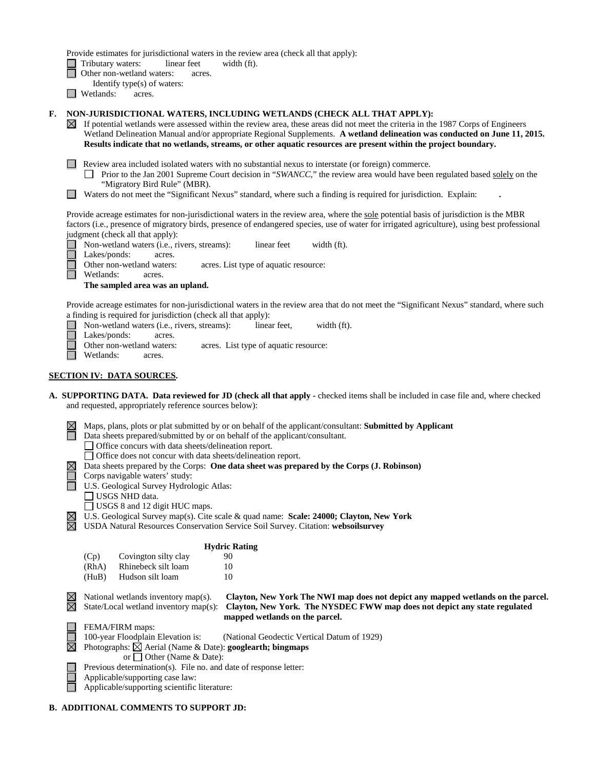Provide estimates for jurisdictional waters in the review area (check all that apply):

☐ Tributary waters: linear feet width (ft).

☐ Other non-wetland waters: acres.

Identify type(s) of waters:

☐ Wetlands: acres.

**F. NON-JURISDICTIONAL WATERS, INCLUDING WETLANDS (CHECK ALL THAT APPLY):**

☒ If potential wetlands were assessed within the review area, these areas did not meet the criteria in the 1987 Corps of Engineers Wetland Delineation Manual and/or appropriate Regional Supplements. **A wetland delineation was conducted on June 11, 2015. Results indicate that no wetlands, streams, or other aquatic resources are present within the project boundary.**

☐ Review area included isolated waters with no substantial nexus to interstate (or foreign) commerce.

☐ Prior to the Jan 2001 Supreme Court decision in "*SWANCC*," the review area would have been regulated based solely on the "Migratory Bird Rule" (MBR).

☐ Waters do not meet the "Significant Nexus" standard, where such a finding is required for jurisdiction. Explain: **.**

Provide acreage estimates for non-jurisdictional waters in the review area, where the sole potential basis of jurisdiction is the MBR factors (i.e., presence of migratory birds, presence of endangered species, use of water for irrigated agriculture), using best professional judgment (check all that apply):

☐ Non-wetland waters (i.e., rivers, streams): linear feet width (ft).

☐ Lakes/ponds: acres.

☐ Other non-wetland waters: acres. List type of aquatic resource:

☐ Wetlands: acres.

**The sampled area was an upland.**

Provide acreage estimates for non-jurisdictional waters in the review area that do not meet the "Significant Nexus" standard, where such a finding is required for jurisdiction (check all that apply):

☐ Non-wetland waters (i.e., rivers, streams): linear feet, width (ft).

☐ Lakes/ponds: acres.

☐ Other non-wetland waters: acres. List type of aquatic resource:

☐ Wetlands: acres.

## SECTION IV: DATA SOURCES.

**A. SUPPORTING DATA. Data reviewed for JD (check all that apply** - checked items shall be included in case file and, where checked and requested, appropriately reference sources below):

☒ Maps, plans, plots or plat submitted by or on behalf of the applicant/consultant: **Submitted by Applicant**

☐ Data sheets prepared/submitted by or on behalf of the applicant/consultant.

☐ Office concurs with data sheets/delineation report.

☐ Office does not concur with data sheets/delineation report.

☒ Data sheets prepared by the Corps: **One data sheet was prepared by the Corps (J. Robinson)**

☐ Corps navigable waters' study:

☐ U.S. Geological Survey Hydrologic Atlas:

☐ USGS NHD data.

☐ USGS 8 and 12 digit HUC maps.

☒ U.S. Geological Survey map(s). Cite scale & quad name: **Scale: 24000; Clayton, New York**

☒ USDA Natural Resources Conservation Service Soil Survey. Citation: **websoilsurvey**

| | | **Hydric Rating** |
|---|---|---|
| (Cp) | Covington silty clay | 90 |
| (RhA) | Rhinebeck silt loam | 10 |
| (HuB) | Hudson silt loam | 10 |

☒ National wetlands inventory map(s). **Clayton, New York The NWI map does not depict any mapped wetlands on the parcel.**

☒ State/Local wetland inventory map(s): **Clayton, New York. The NYSDEC FWW map does not depict any state regulated mapped wetlands on the parcel.**

☐ FEMA/FIRM maps:

☐ 100-year Floodplain Elevation is: (National Geodectic Vertical Datum of 1929)

☒ Photographs: ☒ Aerial (Name & Date): **googlearth; bingmaps**

or ☐ Other (Name & Date):

☐ Previous determination(s). File no. and date of response letter:

☐ Applicable/supporting case law:

☐ Applicable/supporting scientific literature:

**B. ADDITIONAL COMMENTS TO SUPPORT JD:**